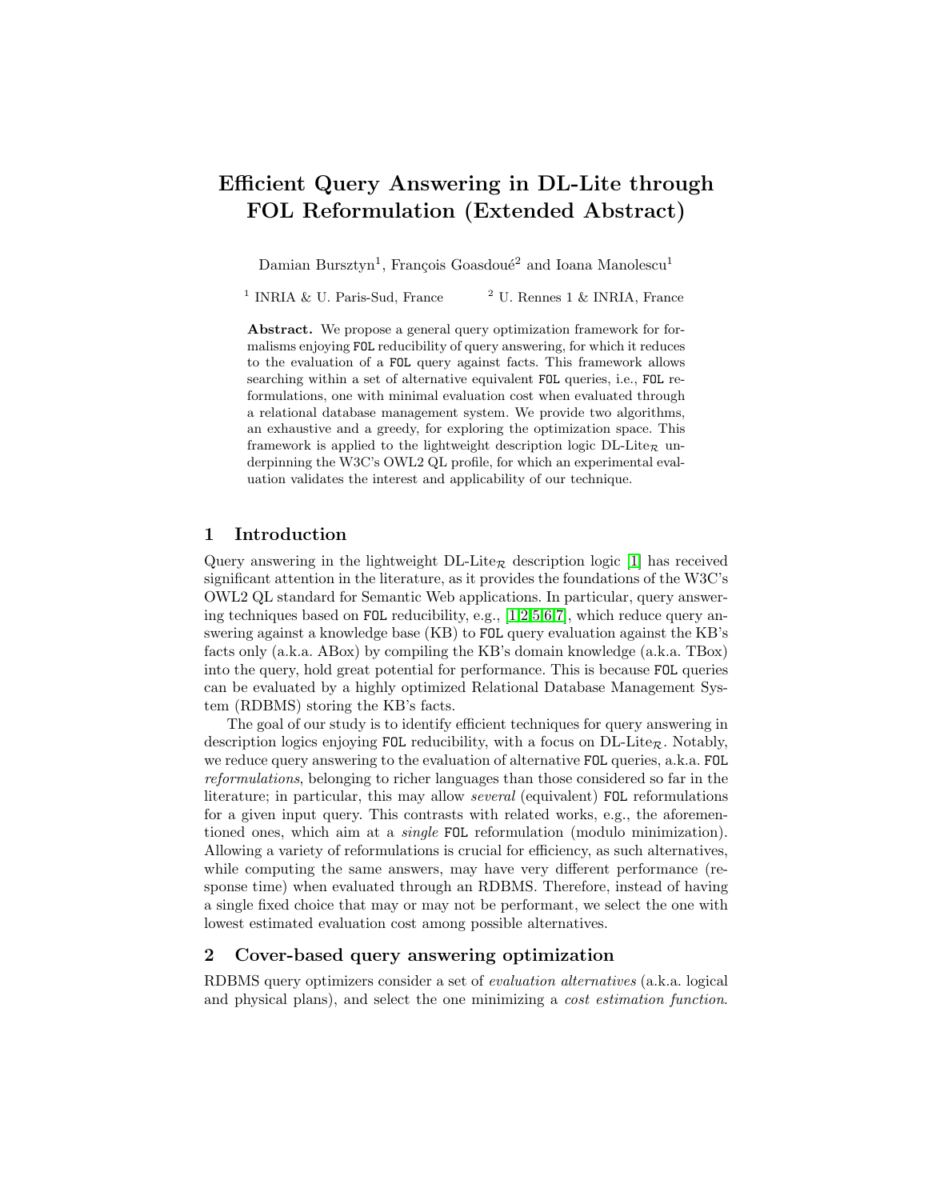# Efficient Query Answering in DL-Lite through FOL Reformulation (Extended Abstract)

Damian Bursztyn[1], François Goasdoué[2] and Ioana Manolescu[1]

[1] INRIA & U. Paris-Sud, France [2] U. Rennes 1 & INRIA, France

**Abstract.** We propose a general query optimization framework for formalisms enjoying FOL reducibility of query answering, for which it reduces to the evaluation of a FOL query against facts. This framework allows searching within a set of alternative equivalent FOL queries, i.e., FOL reformulations, one with minimal evaluation cost when evaluated through a relational database management system. We provide two algorithms, an exhaustive and a greedy, for exploring the optimization space. This framework is applied to the lightweight description logic DL-Lite$_\mathcal{R}$ underpinning the W3C's OWL2 QL profile, for which an experimental evaluation validates the interest and applicability of our technique.

## 1 Introduction

Query answering in the lightweight DL-Lite$_\mathcal{R}$ description logic [1] has received significant attention in the literature, as it provides the foundations of the W3C's OWL2 QL standard for Semantic Web applications. In particular, query answering techniques based on FOL reducibility, e.g., [1,2,5,6,7], which reduce query answering against a knowledge base (KB) to FOL query evaluation against the KB's facts only (a.k.a. ABox) by compiling the KB's domain knowledge (a.k.a. TBox) into the query, hold great potential for performance. This is because FOL queries can be evaluated by a highly optimized Relational Database Management System (RDBMS) storing the KB's facts.

The goal of our study is to identify efficient techniques for query answering in description logics enjoying FOL reducibility, with a focus on DL-Lite$_\mathcal{R}$. Notably, we reduce query answering to the evaluation of alternative FOL queries, a.k.a. FOL *reformulations*, belonging to richer languages than those considered so far in the literature; in particular, this may allow *several* (equivalent) FOL reformulations for a given input query. This contrasts with related works, e.g., the aforementioned ones, which aim at a *single* FOL reformulation (modulo minimization). Allowing a variety of reformulations is crucial for efficiency, as such alternatives, while computing the same answers, may have very different performance (response time) when evaluated through an RDBMS. Therefore, instead of having a single fixed choice that may or may not be performant, we select the one with lowest estimated evaluation cost among possible alternatives.

## 2 Cover-based query answering optimization

RDBMS query optimizers consider a set of *evaluation alternatives* (a.k.a. logical and physical plans), and select the one minimizing a *cost estimation function*.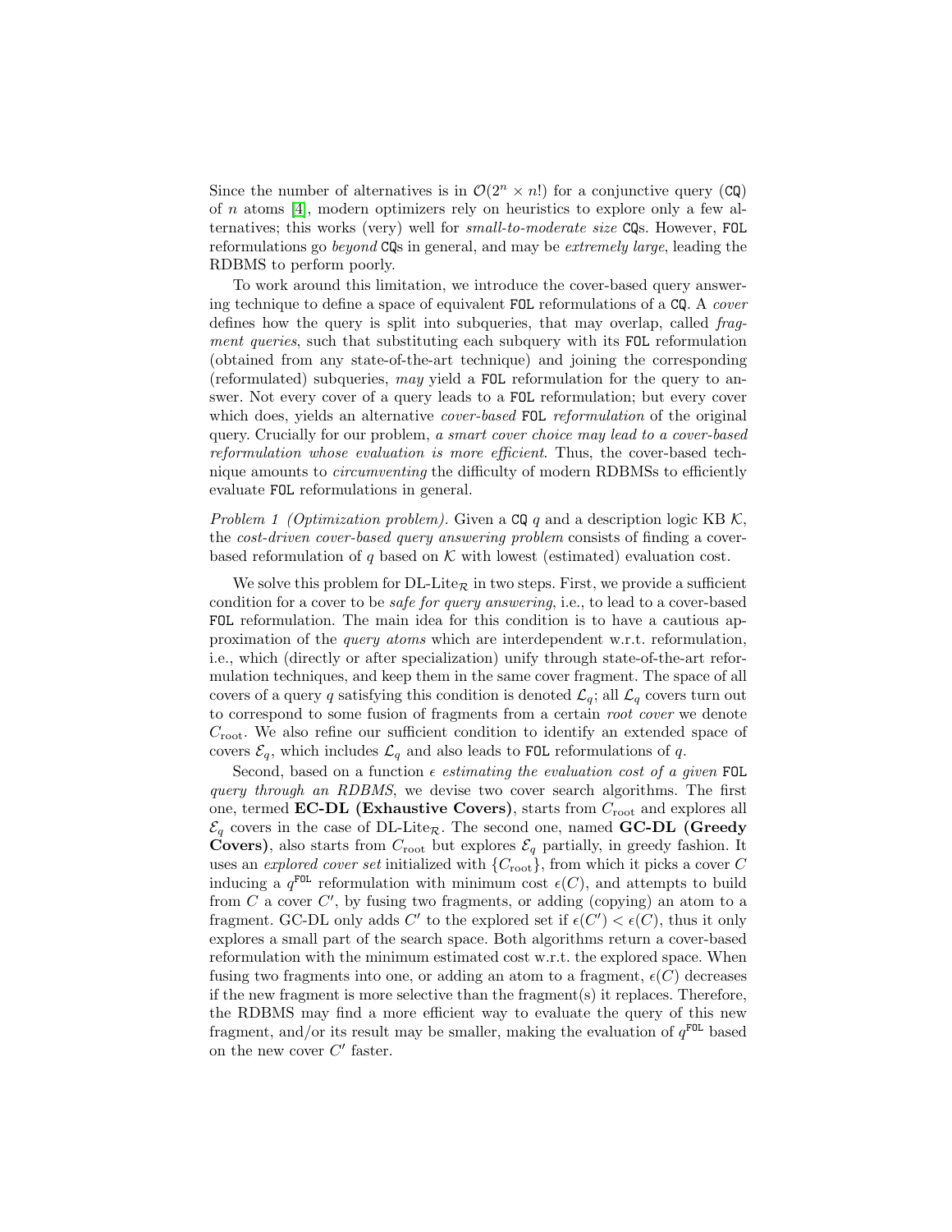Since the number of alternatives is in $\mathcal{O}(2^n \times n!)$ for a conjunctive query (`CQ`) of $n$ atoms [4], modern optimizers rely on heuristics to explore only a few alternatives; this works (very) well for *small-to-moderate size* `CQ`s. However, `FOL` reformulations go *beyond* `CQ`s in general, and may be *extremely large*, leading the RDBMS to perform poorly.

To work around this limitation, we introduce the cover-based query answering technique to define a space of equivalent `FOL` reformulations of a `CQ`. A *cover* defines how the query is split into subqueries, that may overlap, called *fragment queries*, such that substituting each subquery with its `FOL` reformulation (obtained from any state-of-the-art technique) and joining the corresponding (reformulated) subqueries, *may* yield a `FOL` reformulation for the query to answer. Not every cover of a query leads to a `FOL` reformulation; but every cover which does, yields an alternative *cover-based* `FOL` *reformulation* of the original query. Crucially for our problem, *a smart cover choice may lead to a cover-based reformulation whose evaluation is more efficient*. Thus, the cover-based technique amounts to *circumventing* the difficulty of modern RDBMSs to efficiently evaluate `FOL` reformulations in general.

*Problem 1 (Optimization problem).* Given a `CQ` $q$ and a description logic KB $\mathcal{K}$, the *cost-driven cover-based query answering problem* consists of finding a cover-based reformulation of $q$ based on $\mathcal{K}$ with lowest (estimated) evaluation cost.

We solve this problem for DL-Lite$_\mathcal{R}$ in two steps. First, we provide a sufficient condition for a cover to be *safe for query answering*, i.e., to lead to a cover-based `FOL` reformulation. The main idea for this condition is to have a cautious approximation of the *query atoms* which are interdependent w.r.t. reformulation, i.e., which (directly or after specialization) unify through state-of-the-art reformulation techniques, and keep them in the same cover fragment. The space of all covers of a query $q$ satisfying this condition is denoted $\mathcal{L}_q$; all $\mathcal{L}_q$ covers turn out to correspond to some fusion of fragments from a certain *root cover* we denote $C_{\text{root}}$. We also refine our sufficient condition to identify an extended space of covers $\mathcal{E}_q$, which includes $\mathcal{L}_q$ and also leads to `FOL` reformulations of $q$.

Second, based on a function $\epsilon$ *estimating the evaluation cost of a given* `FOL` *query through an RDBMS*, we devise two cover search algorithms. The first one, termed **EC-DL (Exhaustive Covers)**, starts from $C_{\text{root}}$ and explores all $\mathcal{E}_q$ covers in the case of DL-Lite$_\mathcal{R}$. The second one, named **GC-DL (Greedy Covers)**, also starts from $C_{\text{root}}$ but explores $\mathcal{E}_q$ partially, in greedy fashion. It uses an *explored cover set* initialized with $\{C_{\text{root}}\}$, from which it picks a cover $C$ inducing a $q^{\texttt{FOL}}$ reformulation with minimum cost $\epsilon(C)$, and attempts to build from $C$ a cover $C'$, by fusing two fragments, or adding (copying) an atom to a fragment. GC-DL only adds $C'$ to the explored set if $\epsilon(C') < \epsilon(C)$, thus it only explores a small part of the search space. Both algorithms return a cover-based reformulation with the minimum estimated cost w.r.t. the explored space. When fusing two fragments into one, or adding an atom to a fragment, $\epsilon(C)$ decreases if the new fragment is more selective than the fragment(s) it replaces. Therefore, the RDBMS may find a more efficient way to evaluate the query of this new fragment, and/or its result may be smaller, making the evaluation of $q^{\texttt{FOL}}$ based on the new cover $C'$ faster.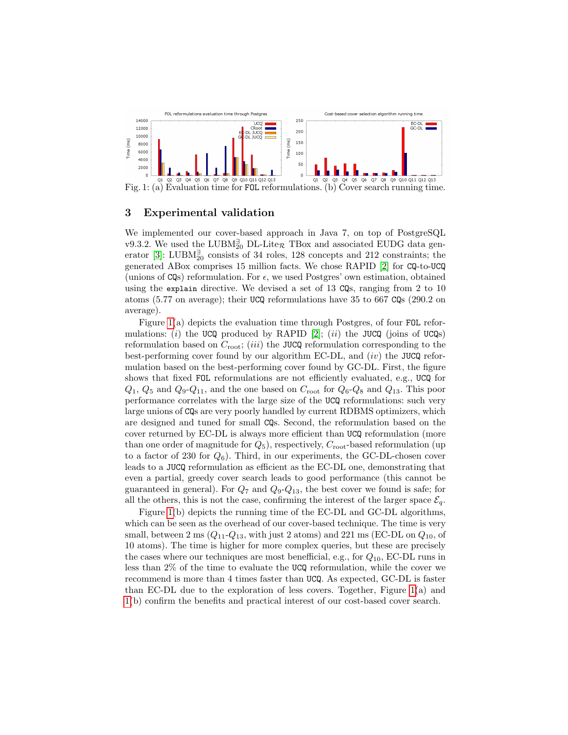Fig. 1: (a) Evaluation time for FOL reformulations. (b) Cover search running time.

## 3 Experimental validation

We implemented our cover-based approach in Java 7, on top of PostgreSQL v9.3.2. We used the $\text{LUBM}_{20}^{\exists}$ DL-Lite$_{\mathcal{R}}$ TBox and associated EUDG data generator [3]: $\text{LUBM}_{20}^{\exists}$ consists of 34 roles, 128 concepts and 212 constraints; the generated ABox comprises 15 million facts. We chose RAPID [2] for CQ-to-UCQ (unions of CQs) reformulation. For $\epsilon$, we used Postgres' own estimation, obtained using the `explain` directive. We devised a set of 13 CQs, ranging from 2 to 10 atoms (5.77 on average); their UCQ reformulations have 35 to 667 CQs (290.2 on average).

Figure 1(a) depicts the evaluation time through Postgres, of four FOL reformulations: $(i)$ the UCQ produced by RAPID [2]; $(ii)$ the JUCQ (joins of UCQs) reformulation based on $C_{\text{root}}$; $(iii)$ the JUCQ reformulation corresponding to the best-performing cover found by our algorithm EC-DL, and $(iv)$ the JUCQ reformulation based on the best-performing cover found by GC-DL. First, the figure shows that fixed FOL reformulations are not efficiently evaluated, e.g., UCQ for $Q_1$, $Q_5$ and $Q_9$-$Q_{11}$, and the one based on $C_{\text{root}}$ for $Q_6$-$Q_8$ and $Q_{13}$. This poor performance correlates with the large size of the UCQ reformulations: such very large unions of CQs are very poorly handled by current RDBMS optimizers, which are designed and tuned for small CQs. Second, the reformulation based on the cover returned by EC-DL is always more efficient than UCQ reformulation (more than one order of magnitude for $Q_5$), respectively, $C_{\text{root}}$-based reformulation (up to a factor of 230 for $Q_6$). Third, in our experiments, the GC-DL-chosen cover leads to a JUCQ reformulation as efficient as the EC-DL one, demonstrating that even a partial, greedy cover search leads to good performance (this cannot be guaranteed in general). For $Q_7$ and $Q_9$-$Q_{13}$, the best cover we found is safe; for all the others, this is not the case, confirming the interest of the larger space $\mathcal{E}_q$.

Figure 1(b) depicts the running time of the EC-DL and GC-DL algorithms, which can be seen as the overhead of our cover-based technique. The time is very small, between 2 ms ($Q_{11}$-$Q_{13}$, with just 2 atoms) and 221 ms (EC-DL on $Q_{10}$, of 10 atoms). The time is higher for more complex queries, but these are precisely the cases where our techniques are most beneficial, e.g., for $Q_{10}$, EC-DL runs in less than 2% of the time to evaluate the UCQ reformulation, while the cover we recommend is more than 4 times faster than UCQ. As expected, GC-DL is faster than EC-DL due to the exploration of less covers. Together, Figure 1(a) and 1(b) confirm the benefits and practical interest of our cost-based cover search.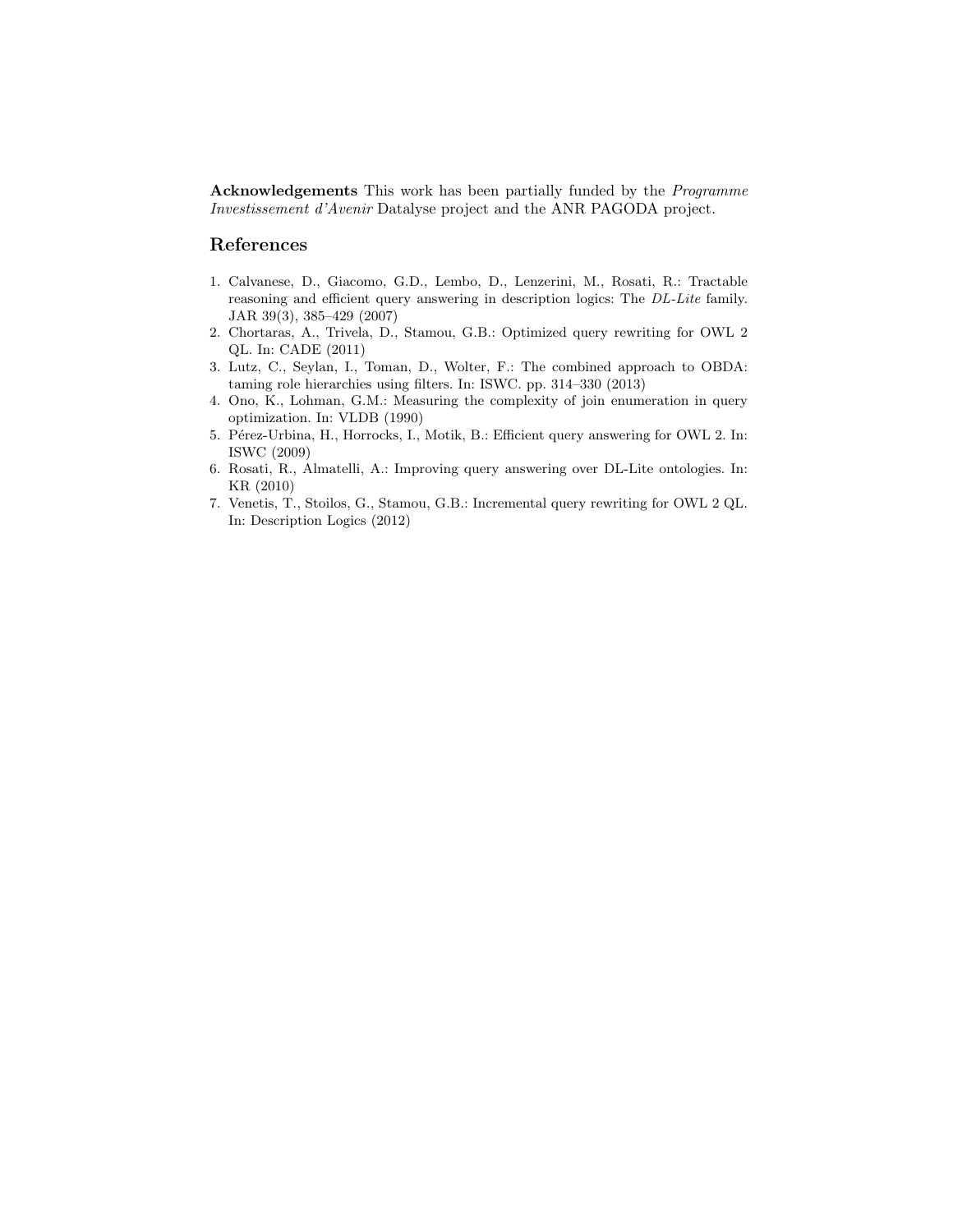**Acknowledgements** This work has been partially funded by the *Programme Investissement d'Avenir* Datalyse project and the ANR PAGODA project.

## References

1. Calvanese, D., Giacomo, G.D., Lembo, D., Lenzerini, M., Rosati, R.: Tractable reasoning and efficient query answering in description logics: The *DL-Lite* family. JAR 39(3), 385–429 (2007)
2. Chortaras, A., Trivela, D., Stamou, G.B.: Optimized query rewriting for OWL 2 QL. In: CADE (2011)
3. Lutz, C., Seylan, I., Toman, D., Wolter, F.: The combined approach to OBDA: taming role hierarchies using filters. In: ISWC. pp. 314–330 (2013)
4. Ono, K., Lohman, G.M.: Measuring the complexity of join enumeration in query optimization. In: VLDB (1990)
5. Pérez-Urbina, H., Horrocks, I., Motik, B.: Efficient query answering for OWL 2. In: ISWC (2009)
6. Rosati, R., Almatelli, A.: Improving query answering over DL-Lite ontologies. In: KR (2010)
7. Venetis, T., Stoilos, G., Stamou, G.B.: Incremental query rewriting for OWL 2 QL. In: Description Logics (2012)